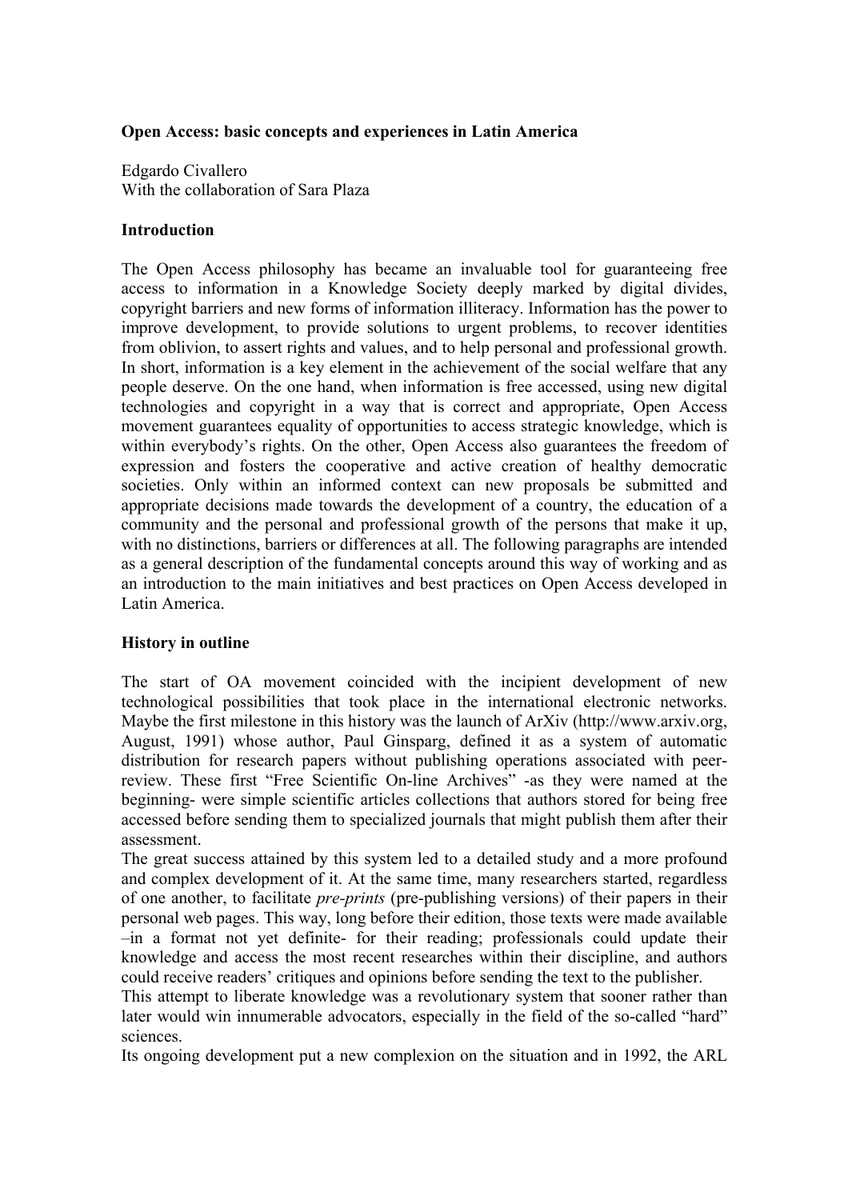**Open Access: basic concepts and experiences in Latin America**

Edgardo Civallero
With the collaboration of Sara Plaza

**Introduction**

The Open Access philosophy has became an invaluable tool for guaranteeing free access to information in a Knowledge Society deeply marked by digital divides, copyright barriers and new forms of information illiteracy. Information has the power to improve development, to provide solutions to urgent problems, to recover identities from oblivion, to assert rights and values, and to help personal and professional growth. In short, information is a key element in the achievement of the social welfare that any people deserve. On the one hand, when information is free accessed, using new digital technologies and copyright in a way that is correct and appropriate, Open Access movement guarantees equality of opportunities to access strategic knowledge, which is within everybody's rights. On the other, Open Access also guarantees the freedom of expression and fosters the cooperative and active creation of healthy democratic societies. Only within an informed context can new proposals be submitted and appropriate decisions made towards the development of a country, the education of a community and the personal and professional growth of the persons that make it up, with no distinctions, barriers or differences at all. The following paragraphs are intended as a general description of the fundamental concepts around this way of working and as an introduction to the main initiatives and best practices on Open Access developed in Latin America.

**History in outline**

The start of OA movement coincided with the incipient development of new technological possibilities that took place in the international electronic networks. Maybe the first milestone in this history was the launch of ArXiv (http://www.arxiv.org, August, 1991) whose author, Paul Ginsparg, defined it as a system of automatic distribution for research papers without publishing operations associated with peer-review. These first "Free Scientific On-line Archives" -as they were named at the beginning- were simple scientific articles collections that authors stored for being free accessed before sending them to specialized journals that might publish them after their assessment.

The great success attained by this system led to a detailed study and a more profound and complex development of it. At the same time, many researchers started, regardless of one another, to facilitate *pre-prints* (pre-publishing versions) of their papers in their personal web pages. This way, long before their edition, those texts were made available –in a format not yet definite- for their reading; professionals could update their knowledge and access the most recent researches within their discipline, and authors could receive readers' critiques and opinions before sending the text to the publisher.

This attempt to liberate knowledge was a revolutionary system that sooner rather than later would win innumerable advocators, especially in the field of the so-called "hard" sciences.

Its ongoing development put a new complexion on the situation and in 1992, the ARL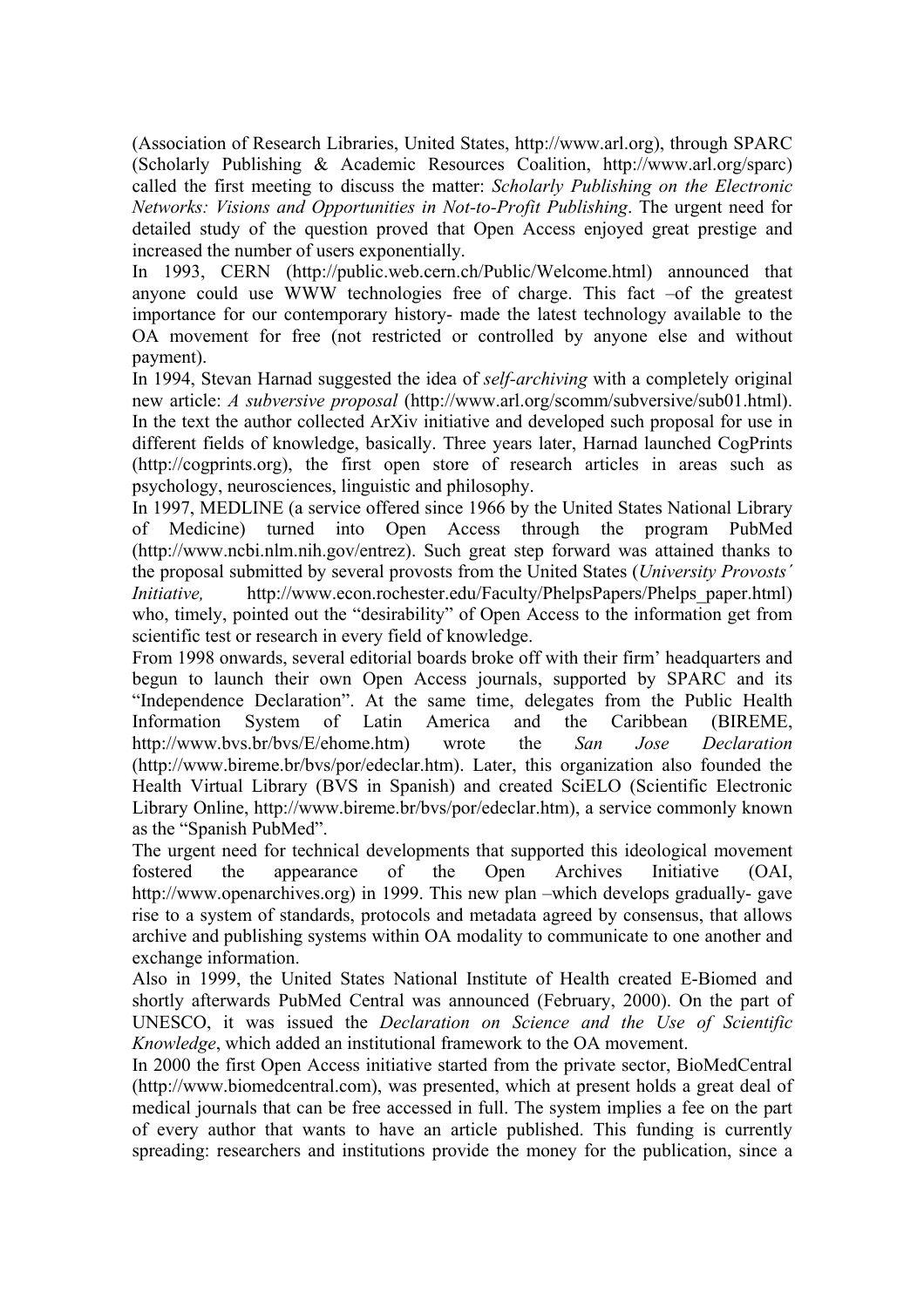(Association of Research Libraries, United States, http://www.arl.org), through SPARC (Scholarly Publishing & Academic Resources Coalition, http://www.arl.org/sparc) called the first meeting to discuss the matter: *Scholarly Publishing on the Electronic Networks: Visions and Opportunities in Not-to-Profit Publishing*. The urgent need for detailed study of the question proved that Open Access enjoyed great prestige and increased the number of users exponentially.

In 1993, CERN (http://public.web.cern.ch/Public/Welcome.html) announced that anyone could use WWW technologies free of charge. This fact –of the greatest importance for our contemporary history- made the latest technology available to the OA movement for free (not restricted or controlled by anyone else and without payment).

In 1994, Stevan Harnad suggested the idea of *self-archiving* with a completely original new article: *A subversive proposal* (http://www.arl.org/scomm/subversive/sub01.html). In the text the author collected ArXiv initiative and developed such proposal for use in different fields of knowledge, basically. Three years later, Harnad launched CogPrints (http://cogprints.org), the first open store of research articles in areas such as psychology, neurosciences, linguistic and philosophy.

In 1997, MEDLINE (a service offered since 1966 by the United States National Library of Medicine) turned into Open Access through the program PubMed (http://www.ncbi.nlm.nih.gov/entrez). Such great step forward was attained thanks to the proposal submitted by several provosts from the United States (*University Provosts´ Initiative,* http://www.econ.rochester.edu/Faculty/PhelpsPapers/Phelps_paper.html) who, timely, pointed out the "desirability" of Open Access to the information get from scientific test or research in every field of knowledge.

From 1998 onwards, several editorial boards broke off with their firm' headquarters and begun to launch their own Open Access journals, supported by SPARC and its "Independence Declaration". At the same time, delegates from the Public Health Information System of Latin America and the Caribbean (BIREME, http://www.bvs.br/bvs/E/ehome.htm) wrote the *San Jose Declaration* (http://www.bireme.br/bvs/por/edeclar.htm). Later, this organization also founded the Health Virtual Library (BVS in Spanish) and created SciELO (Scientific Electronic Library Online, http://www.bireme.br/bvs/por/edeclar.htm), a service commonly known as the "Spanish PubMed".

The urgent need for technical developments that supported this ideological movement fostered the appearance of the Open Archives Initiative (OAI, http://www.openarchives.org) in 1999. This new plan –which develops gradually- gave rise to a system of standards, protocols and metadata agreed by consensus, that allows archive and publishing systems within OA modality to communicate to one another and exchange information.

Also in 1999, the United States National Institute of Health created E-Biomed and shortly afterwards PubMed Central was announced (February, 2000). On the part of UNESCO, it was issued the *Declaration on Science and the Use of Scientific Knowledge*, which added an institutional framework to the OA movement.

In 2000 the first Open Access initiative started from the private sector, BioMedCentral (http://www.biomedcentral.com), was presented, which at present holds a great deal of medical journals that can be free accessed in full. The system implies a fee on the part of every author that wants to have an article published. This funding is currently spreading: researchers and institutions provide the money for the publication, since a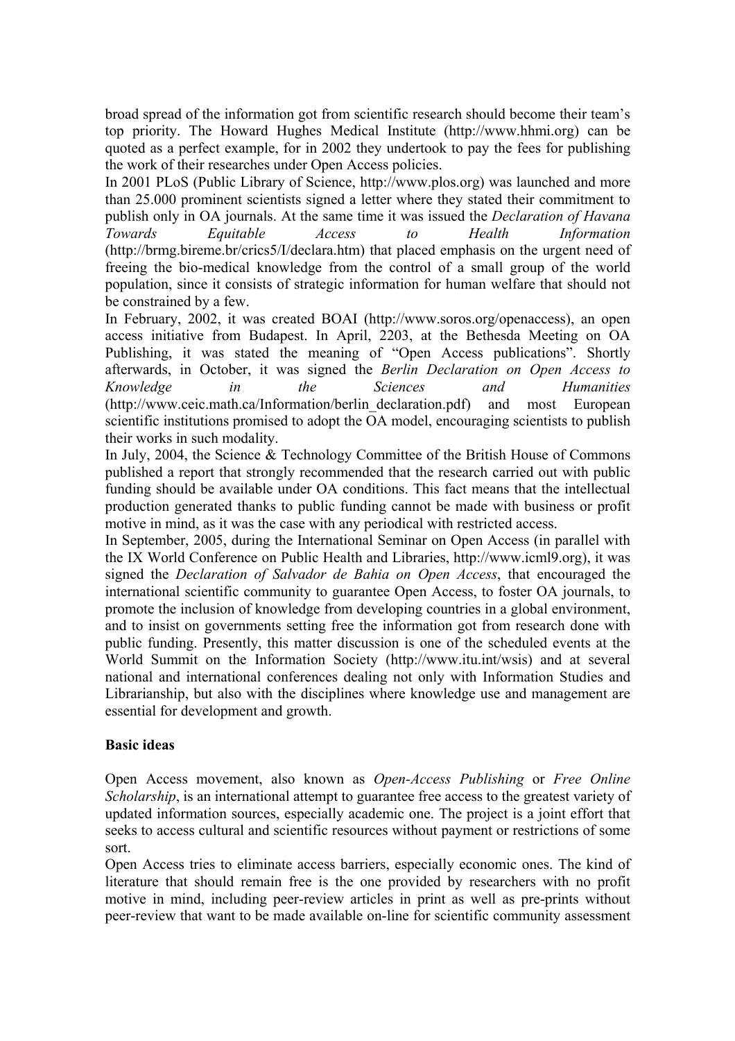broad spread of the information got from scientific research should become their team's top priority. The Howard Hughes Medical Institute (http://www.hhmi.org) can be quoted as a perfect example, for in 2002 they undertook to pay the fees for publishing the work of their researches under Open Access policies.

In 2001 PLoS (Public Library of Science, http://www.plos.org) was launched and more than 25.000 prominent scientists signed a letter where they stated their commitment to publish only in OA journals. At the same time it was issued the *Declaration of Havana Towards Equitable Access to Health Information* (http://brmg.bireme.br/crics5/I/declara.htm) that placed emphasis on the urgent need of freeing the bio-medical knowledge from the control of a small group of the world population, since it consists of strategic information for human welfare that should not be constrained by a few.

In February, 2002, it was created BOAI (http://www.soros.org/openaccess), an open access initiative from Budapest. In April, 2203, at the Bethesda Meeting on OA Publishing, it was stated the meaning of "Open Access publications". Shortly afterwards, in October, it was signed the *Berlin Declaration on Open Access to Knowledge in the Sciences and Humanities* (http://www.ceic.math.ca/Information/berlin_declaration.pdf) and most European scientific institutions promised to adopt the OA model, encouraging scientists to publish their works in such modality.

In July, 2004, the Science & Technology Committee of the British House of Commons published a report that strongly recommended that the research carried out with public funding should be available under OA conditions. This fact means that the intellectual production generated thanks to public funding cannot be made with business or profit motive in mind, as it was the case with any periodical with restricted access.

In September, 2005, during the International Seminar on Open Access (in parallel with the IX World Conference on Public Health and Libraries, http://www.icml9.org), it was signed the *Declaration of Salvador de Bahia on Open Access*, that encouraged the international scientific community to guarantee Open Access, to foster OA journals, to promote the inclusion of knowledge from developing countries in a global environment, and to insist on governments setting free the information got from research done with public funding. Presently, this matter discussion is one of the scheduled events at the World Summit on the Information Society (http://www.itu.int/wsis) and at several national and international conferences dealing not only with Information Studies and Librarianship, but also with the disciplines where knowledge use and management are essential for development and growth.

**Basic ideas**

Open Access movement, also known as *Open-Access Publishing* or *Free Online Scholarship*, is an international attempt to guarantee free access to the greatest variety of updated information sources, especially academic one. The project is a joint effort that seeks to access cultural and scientific resources without payment or restrictions of some sort.

Open Access tries to eliminate access barriers, especially economic ones. The kind of literature that should remain free is the one provided by researchers with no profit motive in mind, including peer-review articles in print as well as pre-prints without peer-review that want to be made available on-line for scientific community assessment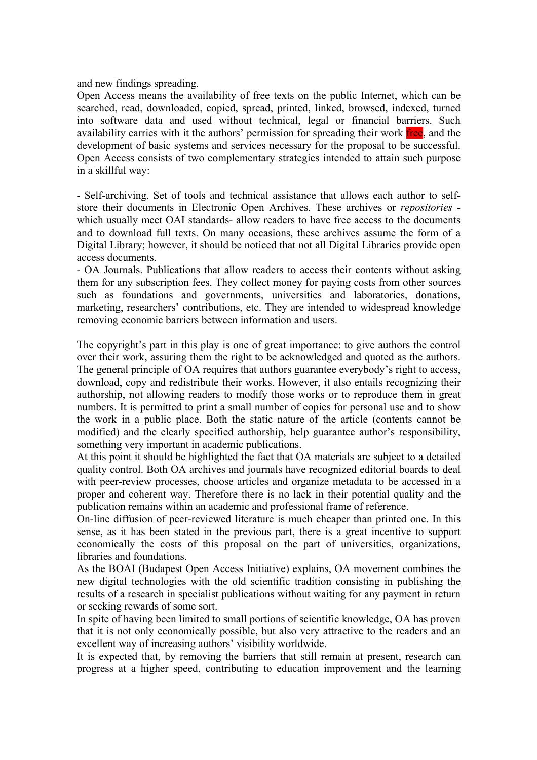and new findings spreading.

Open Access means the availability of free texts on the public Internet, which can be searched, read, downloaded, copied, spread, printed, linked, browsed, indexed, turned into software data and used without technical, legal or financial barriers. Such availability carries with it the authors' permission for spreading their work free, and the development of basic systems and services necessary for the proposal to be successful. Open Access consists of two complementary strategies intended to attain such purpose in a skillful way:

- Self-archiving. Set of tools and technical assistance that allows each author to self-store their documents in Electronic Open Archives. These archives or *repositories* - which usually meet OAI standards- allow readers to have free access to the documents and to download full texts. On many occasions, these archives assume the form of a Digital Library; however, it should be noticed that not all Digital Libraries provide open access documents.
- OA Journals. Publications that allow readers to access their contents without asking them for any subscription fees. They collect money for paying costs from other sources such as foundations and governments, universities and laboratories, donations, marketing, researchers' contributions, etc. They are intended to widespread knowledge removing economic barriers between information and users.

The copyright's part in this play is one of great importance: to give authors the control over their work, assuring them the right to be acknowledged and quoted as the authors. The general principle of OA requires that authors guarantee everybody's right to access, download, copy and redistribute their works. However, it also entails recognizing their authorship, not allowing readers to modify those works or to reproduce them in great numbers. It is permitted to print a small number of copies for personal use and to show the work in a public place. Both the static nature of the article (contents cannot be modified) and the clearly specified authorship, help guarantee author's responsibility, something very important in academic publications.

At this point it should be highlighted the fact that OA materials are subject to a detailed quality control. Both OA archives and journals have recognized editorial boards to deal with peer-review processes, choose articles and organize metadata to be accessed in a proper and coherent way. Therefore there is no lack in their potential quality and the publication remains within an academic and professional frame of reference.

On-line diffusion of peer-reviewed literature is much cheaper than printed one. In this sense, as it has been stated in the previous part, there is a great incentive to support economically the costs of this proposal on the part of universities, organizations, libraries and foundations.

As the BOAI (Budapest Open Access Initiative) explains, OA movement combines the new digital technologies with the old scientific tradition consisting in publishing the results of a research in specialist publications without waiting for any payment in return or seeking rewards of some sort.

In spite of having been limited to small portions of scientific knowledge, OA has proven that it is not only economically possible, but also very attractive to the readers and an excellent way of increasing authors' visibility worldwide.

It is expected that, by removing the barriers that still remain at present, research can progress at a higher speed, contributing to education improvement and the learning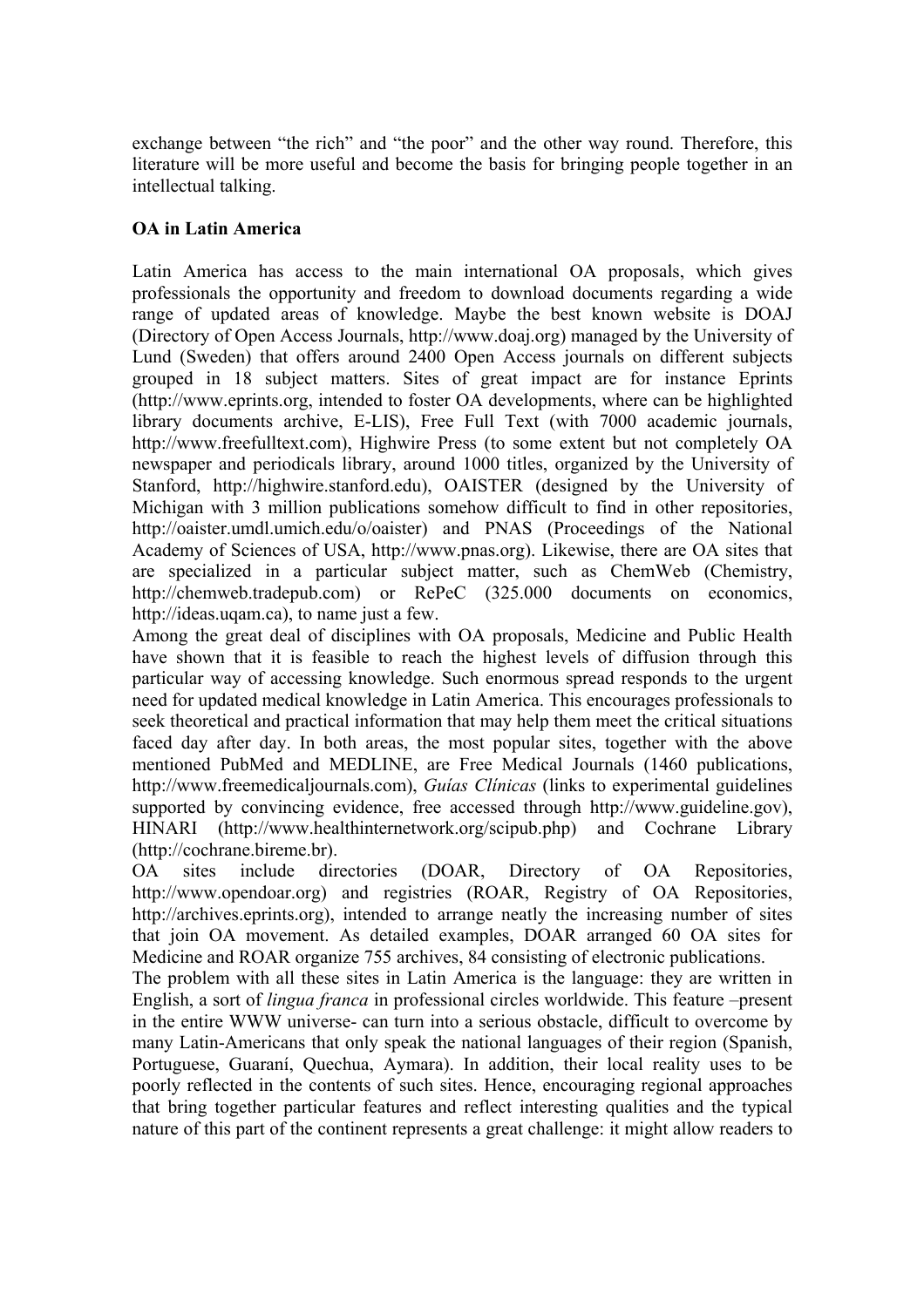exchange between "the rich" and "the poor" and the other way round. Therefore, this literature will be more useful and become the basis for bringing people together in an intellectual talking.

**OA in Latin America**

Latin America has access to the main international OA proposals, which gives professionals the opportunity and freedom to download documents regarding a wide range of updated areas of knowledge. Maybe the best known website is DOAJ (Directory of Open Access Journals, http://www.doaj.org) managed by the University of Lund (Sweden) that offers around 2400 Open Access journals on different subjects grouped in 18 subject matters. Sites of great impact are for instance Eprints (http://www.eprints.org, intended to foster OA developments, where can be highlighted library documents archive, E-LIS), Free Full Text (with 7000 academic journals, http://www.freefulltext.com), Highwire Press (to some extent but not completely OA newspaper and periodicals library, around 1000 titles, organized by the University of Stanford, http://highwire.stanford.edu), OAISTER (designed by the University of Michigan with 3 million publications somehow difficult to find in other repositories, http://oaister.umdl.umich.edu/o/oaister) and PNAS (Proceedings of the National Academy of Sciences of USA, http://www.pnas.org). Likewise, there are OA sites that are specialized in a particular subject matter, such as ChemWeb (Chemistry, http://chemweb.tradepub.com) or RePeC (325.000 documents on economics, http://ideas.uqam.ca), to name just a few.

Among the great deal of disciplines with OA proposals, Medicine and Public Health have shown that it is feasible to reach the highest levels of diffusion through this particular way of accessing knowledge. Such enormous spread responds to the urgent need for updated medical knowledge in Latin America. This encourages professionals to seek theoretical and practical information that may help them meet the critical situations faced day after day. In both areas, the most popular sites, together with the above mentioned PubMed and MEDLINE, are Free Medical Journals (1460 publications, http://www.freemedicaljournals.com), *Guías Clínicas* (links to experimental guidelines supported by convincing evidence, free accessed through http://www.guideline.gov), HINARI (http://www.healthinternetwork.org/scipub.php) and Cochrane Library (http://cochrane.bireme.br).

OA sites include directories (DOAR, Directory of OA Repositories, http://www.opendoar.org) and registries (ROAR, Registry of OA Repositories, http://archives.eprints.org), intended to arrange neatly the increasing number of sites that join OA movement. As detailed examples, DOAR arranged 60 OA sites for Medicine and ROAR organize 755 archives, 84 consisting of electronic publications.

The problem with all these sites in Latin America is the language: they are written in English, a sort of *lingua franca* in professional circles worldwide. This feature –present in the entire WWW universe- can turn into a serious obstacle, difficult to overcome by many Latin-Americans that only speak the national languages of their region (Spanish, Portuguese, Guaraní, Quechua, Aymara). In addition, their local reality uses to be poorly reflected in the contents of such sites. Hence, encouraging regional approaches that bring together particular features and reflect interesting qualities and the typical nature of this part of the continent represents a great challenge: it might allow readers to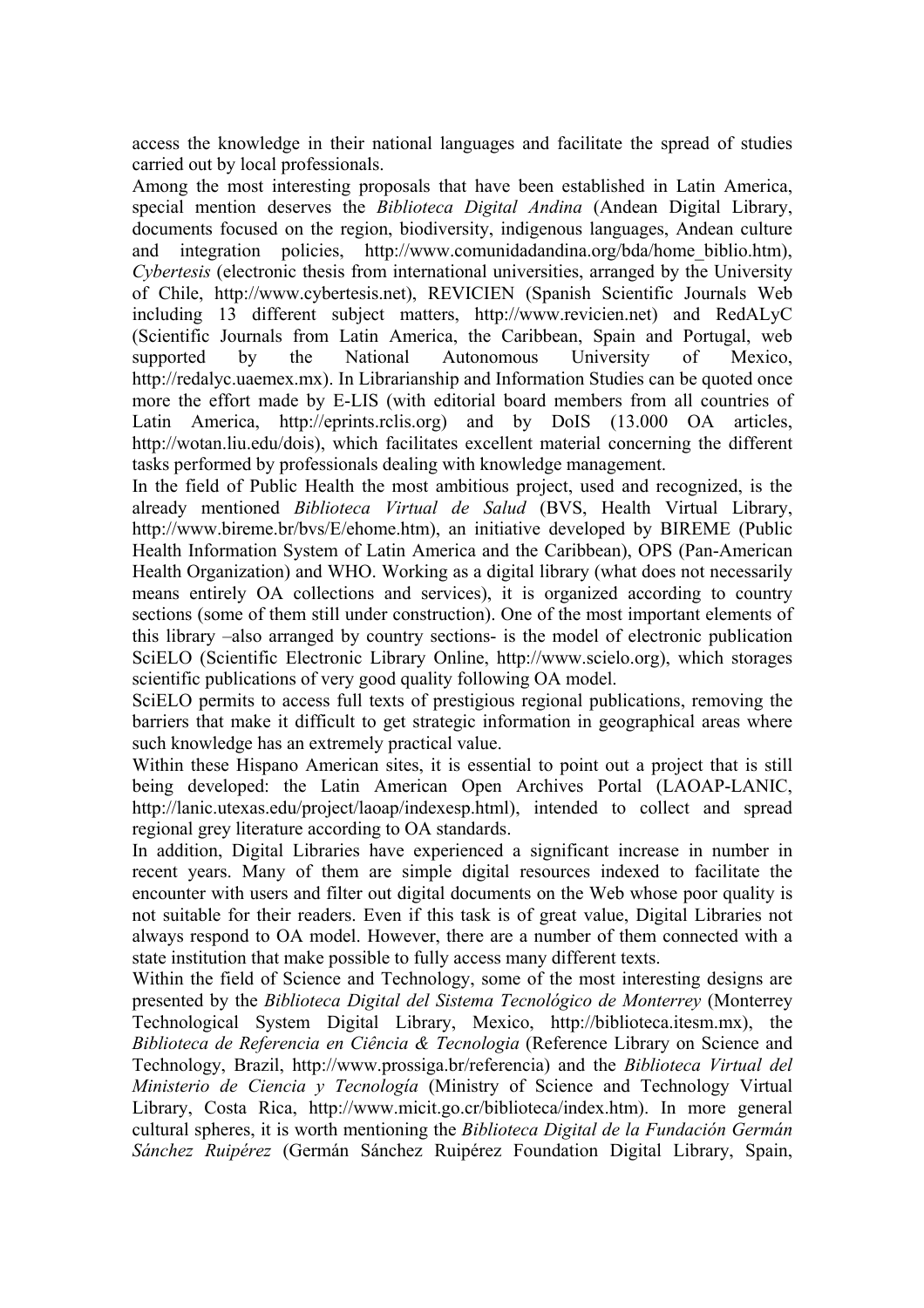access the knowledge in their national languages and facilitate the spread of studies carried out by local professionals.

Among the most interesting proposals that have been established in Latin America, special mention deserves the *Biblioteca Digital Andina* (Andean Digital Library, documents focused on the region, biodiversity, indigenous languages, Andean culture and integration policies, http://www.comunidadandina.org/bda/home_biblio.htm), *Cybertesis* (electronic thesis from international universities, arranged by the University of Chile, http://www.cybertesis.net), REVICIEN (Spanish Scientific Journals Web including 13 different subject matters, http://www.revicien.net) and RedALyC (Scientific Journals from Latin America, the Caribbean, Spain and Portugal, web supported by the National Autonomous University of Mexico, http://redalyc.uaemex.mx). In Librarianship and Information Studies can be quoted once more the effort made by E-LIS (with editorial board members from all countries of Latin America, http://eprints.rclis.org) and by DoIS (13.000 OA articles, http://wotan.liu.edu/dois), which facilitates excellent material concerning the different tasks performed by professionals dealing with knowledge management.

In the field of Public Health the most ambitious project, used and recognized, is the already mentioned *Biblioteca Virtual de Salud* (BVS, Health Virtual Library, http://www.bireme.br/bvs/E/ehome.htm), an initiative developed by BIREME (Public Health Information System of Latin America and the Caribbean), OPS (Pan-American Health Organization) and WHO. Working as a digital library (what does not necessarily means entirely OA collections and services), it is organized according to country sections (some of them still under construction). One of the most important elements of this library –also arranged by country sections- is the model of electronic publication SciELO (Scientific Electronic Library Online, http://www.scielo.org), which storages scientific publications of very good quality following OA model.

SciELO permits to access full texts of prestigious regional publications, removing the barriers that make it difficult to get strategic information in geographical areas where such knowledge has an extremely practical value.

Within these Hispano American sites, it is essential to point out a project that is still being developed: the Latin American Open Archives Portal (LAOAP-LANIC, http://lanic.utexas.edu/project/laoap/indexesp.html), intended to collect and spread regional grey literature according to OA standards.

In addition, Digital Libraries have experienced a significant increase in number in recent years. Many of them are simple digital resources indexed to facilitate the encounter with users and filter out digital documents on the Web whose poor quality is not suitable for their readers. Even if this task is of great value, Digital Libraries not always respond to OA model. However, there are a number of them connected with a state institution that make possible to fully access many different texts.

Within the field of Science and Technology, some of the most interesting designs are presented by the *Biblioteca Digital del Sistema Tecnológico de Monterrey* (Monterrey Technological System Digital Library, Mexico, http://biblioteca.itesm.mx), the *Biblioteca de Referencia en Ciência & Tecnologia* (Reference Library on Science and Technology, Brazil, http://www.prossiga.br/referencia) and the *Biblioteca Virtual del Ministerio de Ciencia y Tecnología* (Ministry of Science and Technology Virtual Library, Costa Rica, http://www.micit.go.cr/biblioteca/index.htm). In more general cultural spheres, it is worth mentioning the *Biblioteca Digital de la Fundación Germán Sánchez Ruipérez* (Germán Sánchez Ruipérez Foundation Digital Library, Spain,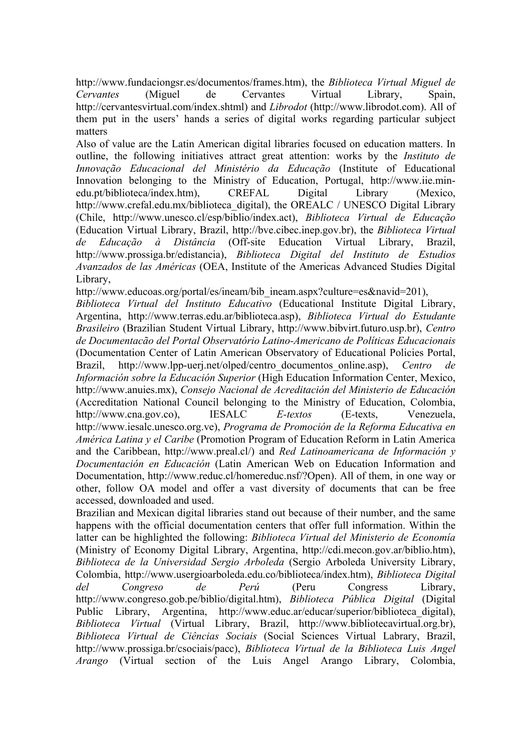http://www.fundaciongsr.es/documentos/frames.htm), the *Biblioteca Virtual Miguel de Cervantes* (Miguel de Cervantes Virtual Library, Spain, http://cervantesvirtual.com/index.shtml) and *Librodot* (http://www.librodot.com). All of them put in the users' hands a series of digital works regarding particular subject matters

Also of value are the Latin American digital libraries focused on education matters. In outline, the following initiatives attract great attention: works by the *Instituto de Innovação Educacional del Ministério da Educação* (Institute of Educational Innovation belonging to the Ministry of Education, Portugal, http://www.iie.min-edu.pt/biblioteca/index.htm), CREFAL Digital Library (Mexico, http://www.crefal.edu.mx/biblioteca_digital), the OREALC / UNESCO Digital Library (Chile, http://www.unesco.cl/esp/biblio/index.act), *Biblioteca Virtual de Educação* (Education Virtual Library, Brazil, http://bve.cibec.inep.gov.br), the *Biblioteca Virtual de Educação à Distância* (Off-site Education Virtual Library, Brazil, http://www.prossiga.br/edistancia), *Biblioteca Digital del Instituto de Estudios Avanzados de las Américas* (OEA, Institute of the Americas Advanced Studies Digital Library, http://www.educoas.org/portal/es/ineam/bib_ineam.aspx?culture=es&navid=201), *Biblioteca Virtual del Instituto Educativo* (Educational Institute Digital Library, Argentina, http://www.terras.edu.ar/biblioteca.asp), *Biblioteca Virtual do Estudante Brasileiro* (Brazilian Student Virtual Library, http://www.bibvirt.futuro.usp.br), *Centro de Documentacão del Portal Observatório Latino-Americano de Políticas Educacionais* (Documentation Center of Latin American Observatory of Educational Policies Portal, Brazil, http://www.lpp-uerj.net/olped/centro_documentos_online.asp), *Centro de Información sobre la Educación Superior* (High Education Information Center, Mexico, http://www.anuies.mx), *Consejo Nacional de Acreditación del Ministerio de Educación* (Accreditation National Council belonging to the Ministry of Education, Colombia, http://www.cna.gov.co), IESALC *E-textos* (E-texts, Venezuela, http://www.iesalc.unesco.org.ve), *Programa de Promoción de la Reforma Educativa en América Latina y el Caribe* (Promotion Program of Education Reform in Latin America and the Caribbean, http://www.preal.cl/) and *Red Latinoamericana de Información y Documentación en Educación* (Latin American Web on Education Information and Documentation, http://www.reduc.cl/homereduc.nsf/?Open). All of them, in one way or other, follow OA model and offer a vast diversity of documents that can be free accessed, downloaded and used.

Brazilian and Mexican digital libraries stand out because of their number, and the same happens with the official documentation centers that offer full information. Within the latter can be highlighted the following: *Biblioteca Virtual del Ministerio de Economía* (Ministry of Economy Digital Library, Argentina, http://cdi.mecon.gov.ar/biblio.htm), *Biblioteca de la Universidad Sergio Arboleda* (Sergio Arboleda University Library, Colombia, http://www.usergioarboleda.edu.co/biblioteca/index.htm), *Biblioteca Digital del Congreso de Perú* (Peru Congress Library, http://www.congreso.gob.pe/biblio/digital.htm), *Biblioteca Pública Digital* (Digital Public Library, Argentina, http://www.educ.ar/educar/superior/biblioteca_digital), *Biblioteca Virtual* (Virtual Library, Brazil, http://www.bibliotecavirtual.org.br), *Biblioteca Virtual de Ciências Sociais* (Social Sciences Virtual Labrary, Brazil, http://www.prossiga.br/csociais/pacc), *Biblioteca Virtual de la Biblioteca Luis Angel Arango* (Virtual section of the Luis Angel Arango Library, Colombia,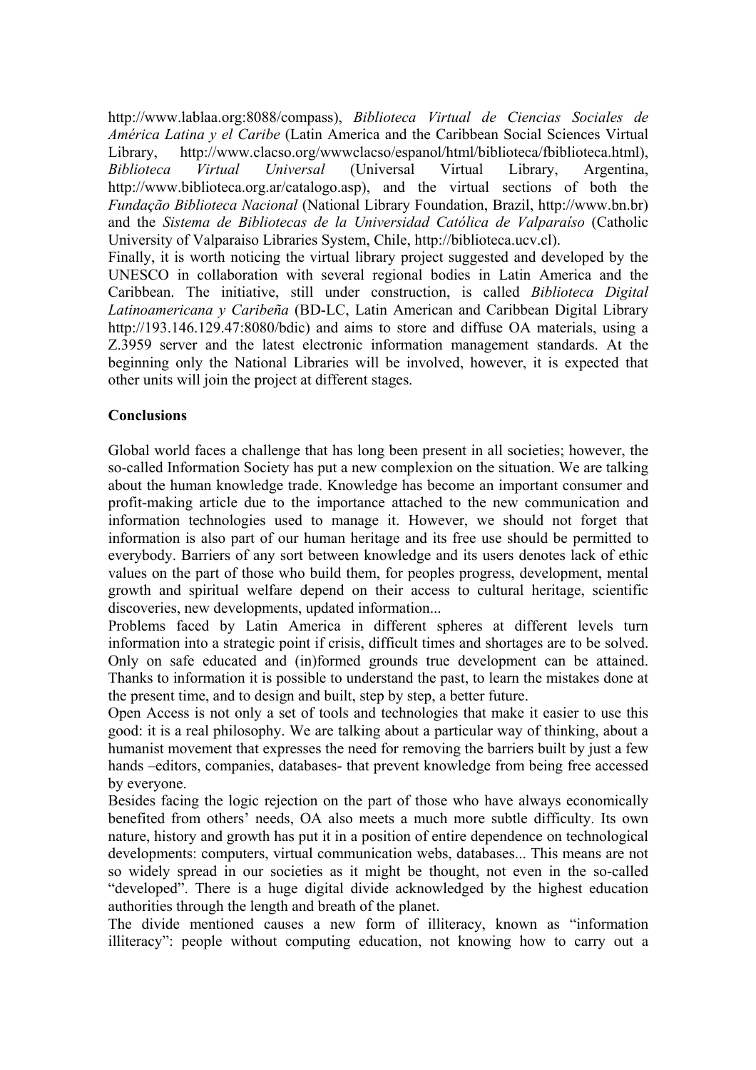http://www.lablaa.org:8088/compass), *Biblioteca Virtual de Ciencias Sociales de América Latina y el Caribe* (Latin America and the Caribbean Social Sciences Virtual Library, http://www.clacso.org/wwwclacso/espanol/html/biblioteca/fbiblioteca.html), *Biblioteca Virtual Universal* (Universal Virtual Library, Argentina, http://www.biblioteca.org.ar/catalogo.asp), and the virtual sections of both the *Fundação Biblioteca Nacional* (National Library Foundation, Brazil, http://www.bn.br) and the *Sistema de Bibliotecas de la Universidad Católica de Valparaíso* (Catholic University of Valparaiso Libraries System, Chile, http://biblioteca.ucv.cl).

Finally, it is worth noticing the virtual library project suggested and developed by the UNESCO in collaboration with several regional bodies in Latin America and the Caribbean. The initiative, still under construction, is called *Biblioteca Digital Latinoamericana y Caribeña* (BD-LC, Latin American and Caribbean Digital Library http://193.146.129.47:8080/bdic) and aims to store and diffuse OA materials, using a Z.3959 server and the latest electronic information management standards. At the beginning only the National Libraries will be involved, however, it is expected that other units will join the project at different stages.

**Conclusions**

Global world faces a challenge that has long been present in all societies; however, the so-called Information Society has put a new complexion on the situation. We are talking about the human knowledge trade. Knowledge has become an important consumer and profit-making article due to the importance attached to the new communication and information technologies used to manage it. However, we should not forget that information is also part of our human heritage and its free use should be permitted to everybody. Barriers of any sort between knowledge and its users denotes lack of ethic values on the part of those who build them, for peoples progress, development, mental growth and spiritual welfare depend on their access to cultural heritage, scientific discoveries, new developments, updated information...

Problems faced by Latin America in different spheres at different levels turn information into a strategic point if crisis, difficult times and shortages are to be solved. Only on safe educated and (in)formed grounds true development can be attained. Thanks to information it is possible to understand the past, to learn the mistakes done at the present time, and to design and built, step by step, a better future.

Open Access is not only a set of tools and technologies that make it easier to use this good: it is a real philosophy. We are talking about a particular way of thinking, about a humanist movement that expresses the need for removing the barriers built by just a few hands –editors, companies, databases- that prevent knowledge from being free accessed by everyone.

Besides facing the logic rejection on the part of those who have always economically benefited from others' needs, OA also meets a much more subtle difficulty. Its own nature, history and growth has put it in a position of entire dependence on technological developments: computers, virtual communication webs, databases... This means are not so widely spread in our societies as it might be thought, not even in the so-called "developed". There is a huge digital divide acknowledged by the highest education authorities through the length and breath of the planet.

The divide mentioned causes a new form of illiteracy, known as "information illiteracy": people without computing education, not knowing how to carry out a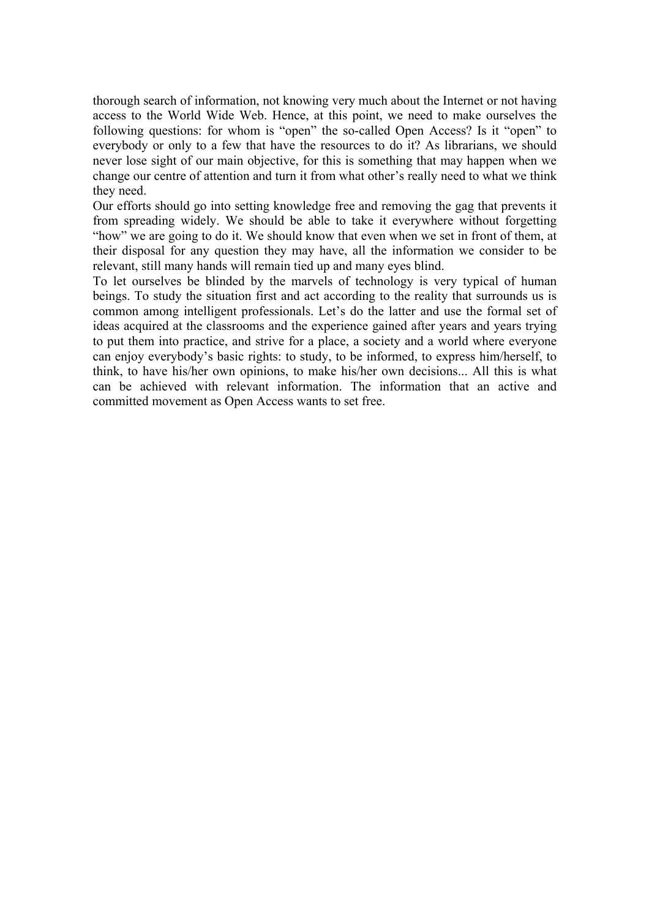thorough search of information, not knowing very much about the Internet or not having access to the World Wide Web. Hence, at this point, we need to make ourselves the following questions: for whom is "open" the so-called Open Access? Is it "open" to everybody or only to a few that have the resources to do it? As librarians, we should never lose sight of our main objective, for this is something that may happen when we change our centre of attention and turn it from what other's really need to what we think they need.

Our efforts should go into setting knowledge free and removing the gag that prevents it from spreading widely. We should be able to take it everywhere without forgetting "how" we are going to do it. We should know that even when we set in front of them, at their disposal for any question they may have, all the information we consider to be relevant, still many hands will remain tied up and many eyes blind.

To let ourselves be blinded by the marvels of technology is very typical of human beings. To study the situation first and act according to the reality that surrounds us is common among intelligent professionals. Let's do the latter and use the formal set of ideas acquired at the classrooms and the experience gained after years and years trying to put them into practice, and strive for a place, a society and a world where everyone can enjoy everybody's basic rights: to study, to be informed, to express him/herself, to think, to have his/her own opinions, to make his/her own decisions... All this is what can be achieved with relevant information. The information that an active and committed movement as Open Access wants to set free.